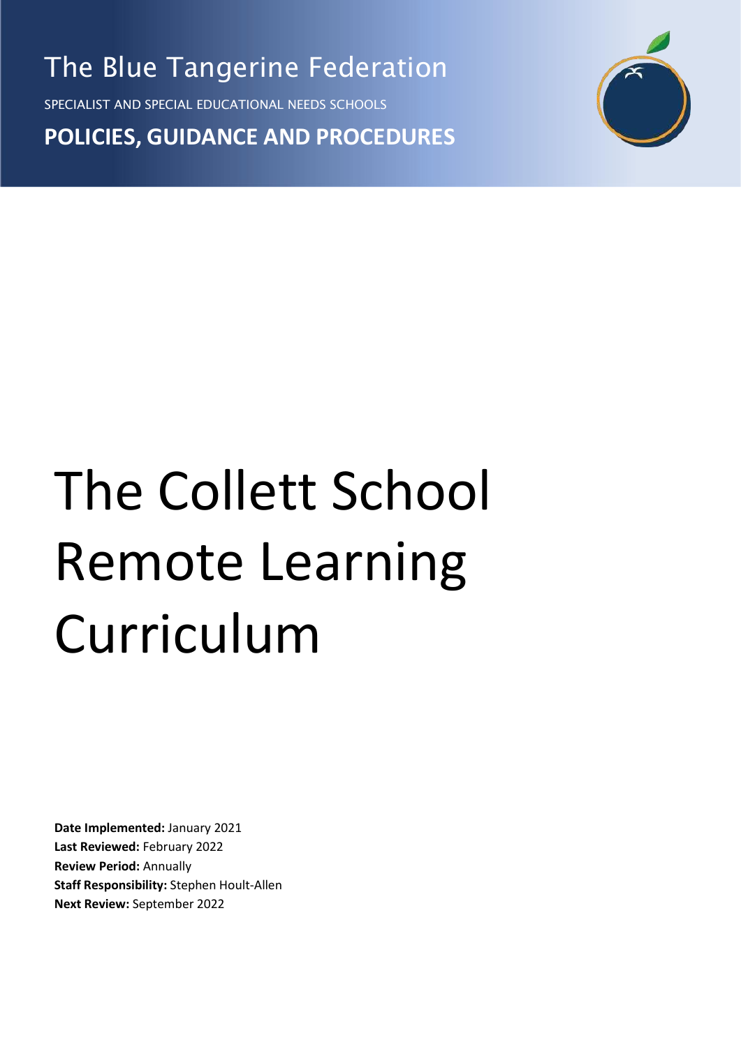The Blue Tangerine Federation

SPECIALIST AND SPECIAL EDUCATIONAL NEEDS SCHOOLS

**POLICIES, GUIDANCE AND PROCEDURES**

# The Collett School Remote Learning Curriculum

**Date Implemented:** January 2021
**Last Reviewed:** February 2022
**Review Period:** Annually
**Staff Responsibility:** Stephen Hoult-Allen
**Next Review:** September 2022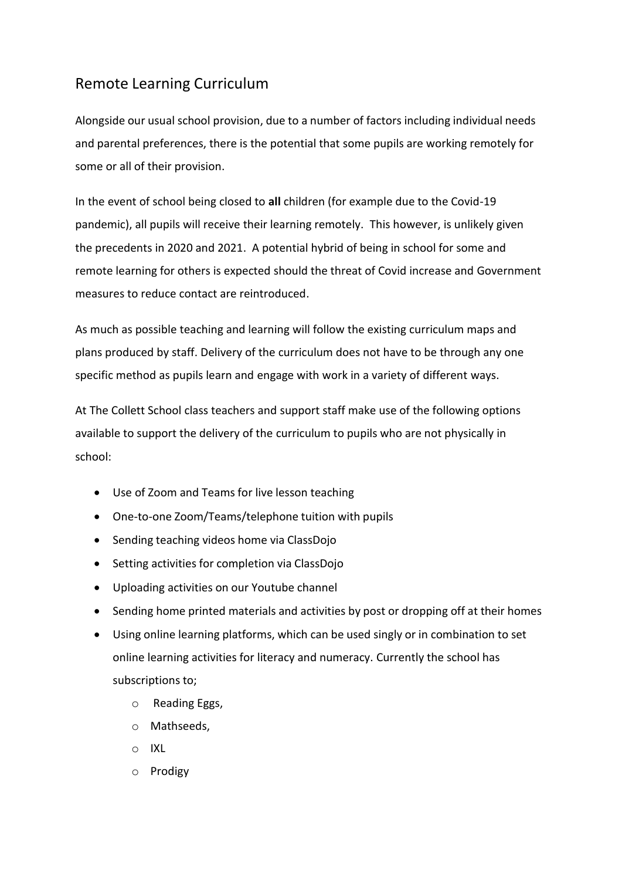## Remote Learning Curriculum

Alongside our usual school provision, due to a number of factors including individual needs and parental preferences, there is the potential that some pupils are working remotely for some or all of their provision.

In the event of school being closed to **all** children (for example due to the Covid-19 pandemic), all pupils will receive their learning remotely. This however, is unlikely given the precedents in 2020 and 2021. A potential hybrid of being in school for some and remote learning for others is expected should the threat of Covid increase and Government measures to reduce contact are reintroduced.

As much as possible teaching and learning will follow the existing curriculum maps and plans produced by staff. Delivery of the curriculum does not have to be through any one specific method as pupils learn and engage with work in a variety of different ways.

At The Collett School class teachers and support staff make use of the following options available to support the delivery of the curriculum to pupils who are not physically in school:

- Use of Zoom and Teams for live lesson teaching
- One-to-one Zoom/Teams/telephone tuition with pupils
- Sending teaching videos home via ClassDojo
- Setting activities for completion via ClassDojo
- Uploading activities on our Youtube channel
- Sending home printed materials and activities by post or dropping off at their homes
- Using online learning platforms, which can be used singly or in combination to set online learning activities for literacy and numeracy. Currently the school has subscriptions to;
  - Reading Eggs,
  - Mathseeds,
  - IXL
  - Prodigy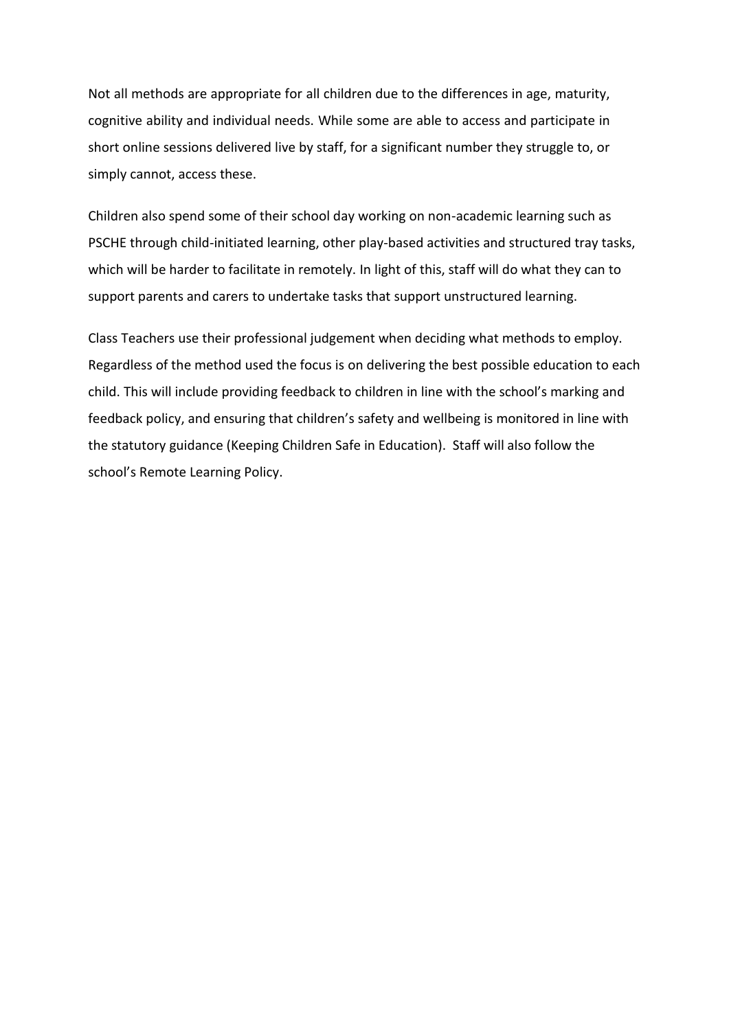Not all methods are appropriate for all children due to the differences in age, maturity, cognitive ability and individual needs. While some are able to access and participate in short online sessions delivered live by staff, for a significant number they struggle to, or simply cannot, access these.

Children also spend some of their school day working on non-academic learning such as PSCHE through child-initiated learning, other play-based activities and structured tray tasks, which will be harder to facilitate in remotely. In light of this, staff will do what they can to support parents and carers to undertake tasks that support unstructured learning.

Class Teachers use their professional judgement when deciding what methods to employ. Regardless of the method used the focus is on delivering the best possible education to each child. This will include providing feedback to children in line with the school's marking and feedback policy, and ensuring that children's safety and wellbeing is monitored in line with the statutory guidance (Keeping Children Safe in Education). Staff will also follow the school's Remote Learning Policy.